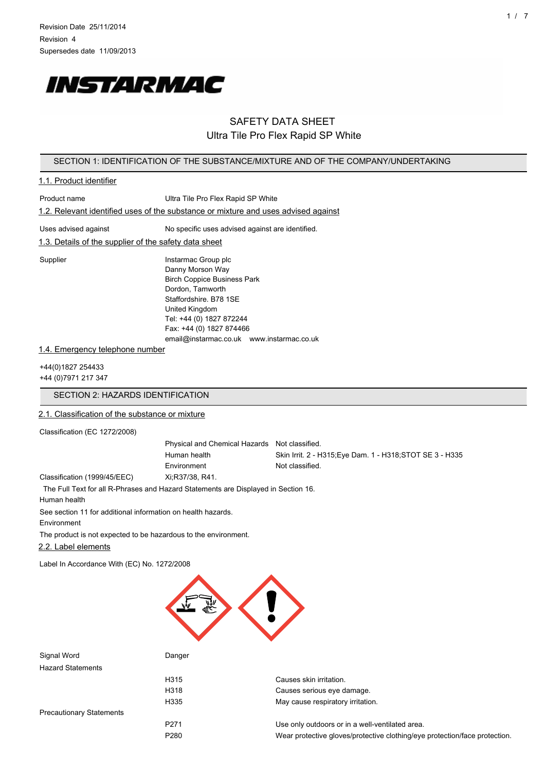Revision Date 25/11/2014
Revision 4
Supersedes date 11/09/2013

INSTARMAC

# SAFETY DATA SHEET
# Ultra Tile Pro Flex Rapid SP White

## SECTION 1: IDENTIFICATION OF THE SUBSTANCE/MIXTURE AND OF THE COMPANY/UNDERTAKING

### 1.1. Product identifier

Product name: Ultra Tile Pro Flex Rapid SP White

### 1.2. Relevant identified uses of the substance or mixture and uses advised against

Uses advised against: No specific uses advised against are identified.

### 1.3. Details of the supplier of the safety data sheet

Supplier:
Instarmac Group plc
Danny Morson Way
Birch Coppice Business Park
Dordon, Tamworth
Staffordshire. B78 1SE
United Kingdom
Tel: +44 (0) 1827 872244
Fax: +44 (0) 1827 874466
email@instarmac.co.uk www.instarmac.co.uk

### 1.4. Emergency telephone number

+44(0)1827 254433
+44 (0)7971 217 347

## SECTION 2: HAZARDS IDENTIFICATION

### 2.1. Classification of the substance or mixture

Classification (EC 1272/2008)

| | |
|---|---|
| Physical and Chemical Hazards | Not classified. |
| Human health | Skin Irrit. 2 - H315;Eye Dam. 1 - H318;STOT SE 3 - H335 |
| Environment | Not classified. |

Classification (1999/45/EEC): Xi;R37/38, R41.

The Full Text for all R-Phrases and Hazard Statements are Displayed in Section 16.

Human health

See section 11 for additional information on health hazards.

Environment

The product is not expected to be hazardous to the environment.

### 2.2. Label elements

Label In Accordance With (EC) No. 1272/2008

Signal Word: Danger

Hazard Statements

| | |
|---|---|
| H315 | Causes skin irritation. |
| H318 | Causes serious eye damage. |
| H335 | May cause respiratory irritation. |

Precautionary Statements

| | |
|---|---|
| P271 | Use only outdoors or in a well-ventilated area. |
| P280 | Wear protective gloves/protective clothing/eye protection/face protection. |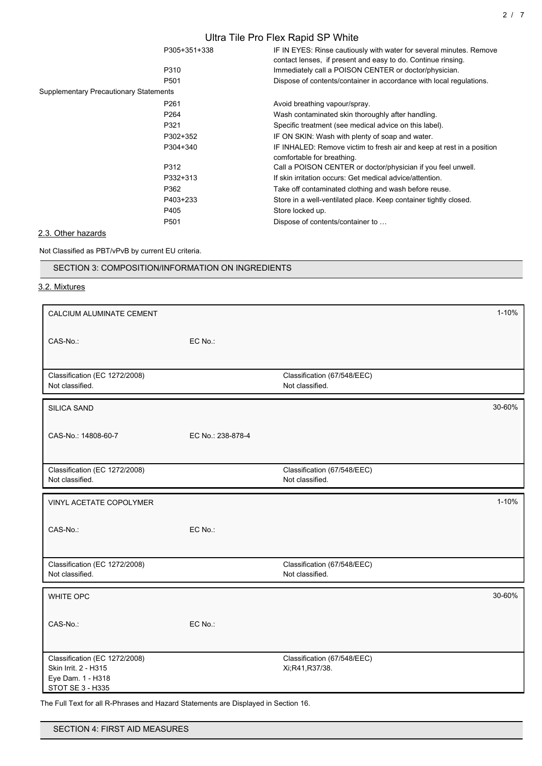| | |
|---|---|
| P305+351+338 | IF IN EYES: Rinse cautiously with water for several minutes. Remove contact lenses, if present and easy to do. Continue rinsing. |
| P310 | Immediately call a POISON CENTER or doctor/physician. |
| P501 | Dispose of contents/container in accordance with local regulations. |

Supplementary Precautionary Statements

| | |
|---|---|
| P261 | Avoid breathing vapour/spray. |
| P264 | Wash contaminated skin thoroughly after handling. |
| P321 | Specific treatment (see medical advice on this label). |
| P302+352 | IF ON SKIN: Wash with plenty of soap and water. |
| P304+340 | IF INHALED: Remove victim to fresh air and keep at rest in a position comfortable for breathing. |
| P312 | Call a POISON CENTER or doctor/physician if you feel unwell. |
| P332+313 | If skin irritation occurs: Get medical advice/attention. |
| P362 | Take off contaminated clothing and wash before reuse. |
| P403+233 | Store in a well-ventilated place. Keep container tightly closed. |
| P405 | Store locked up. |
| P501 | Dispose of contents/container to … |

### 2.3. Other hazards

Not Classified as PBT/vPvB by current EU criteria.

## SECTION 3: COMPOSITION/INFORMATION ON INGREDIENTS

### 3.2. Mixtures

| CALCIUM ALUMINATE CEMENT | | 1-10% |
|---|---|---|
| CAS-No.: | EC No.: | |
| Classification (EC 1272/2008)<br>Not classified. | Classification (67/548/EEC)<br>Not classified. | |

| SILICA SAND | | 30-60% |
|---|---|---|
| CAS-No.: 14808-60-7 | EC No.: 238-878-4 | |
| Classification (EC 1272/2008)<br>Not classified. | Classification (67/548/EEC)<br>Not classified. | |

| VINYL ACETATE COPOLYMER | | 1-10% |
|---|---|---|
| CAS-No.: | EC No.: | |
| Classification (EC 1272/2008)<br>Not classified. | Classification (67/548/EEC)<br>Not classified. | |

| WHITE OPC | | 30-60% |
|---|---|---|
| CAS-No.: | EC No.: | |
| Classification (EC 1272/2008)<br>Skin Irrit. 2 - H315<br>Eye Dam. 1 - H318<br>STOT SE 3 - H335 | Classification (67/548/EEC)<br>Xi;R41,R37/38. | |

The Full Text for all R-Phrases and Hazard Statements are Displayed in Section 16.

## SECTION 4: FIRST AID MEASURES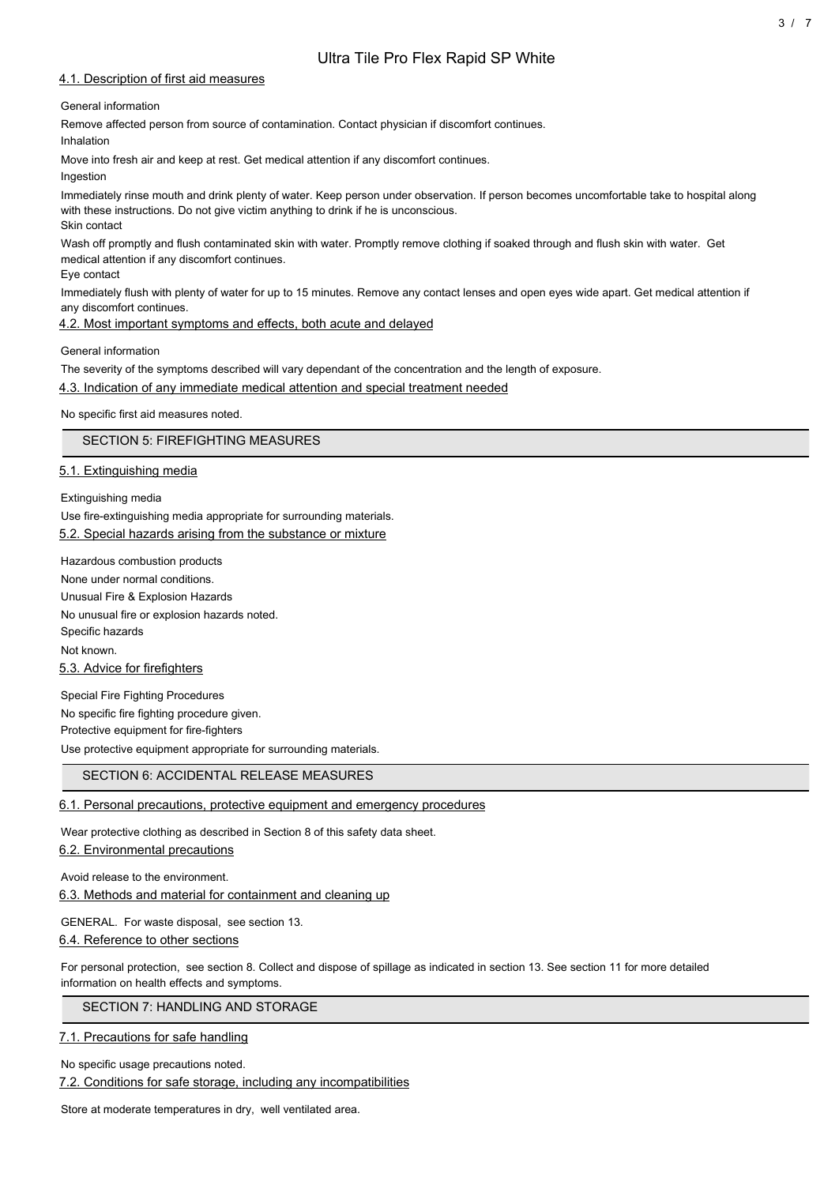### 4.1. Description of first aid measures

General information

Remove affected person from source of contamination. Contact physician if discomfort continues.

Inhalation

Move into fresh air and keep at rest. Get medical attention if any discomfort continues.

Ingestion

Immediately rinse mouth and drink plenty of water. Keep person under observation. If person becomes uncomfortable take to hospital along with these instructions. Do not give victim anything to drink if he is unconscious.

Skin contact

Wash off promptly and flush contaminated skin with water. Promptly remove clothing if soaked through and flush skin with water. Get medical attention if any discomfort continues.

Eye contact

Immediately flush with plenty of water for up to 15 minutes. Remove any contact lenses and open eyes wide apart. Get medical attention if any discomfort continues.

### 4.2. Most important symptoms and effects, both acute and delayed

General information

The severity of the symptoms described will vary dependant of the concentration and the length of exposure.

### 4.3. Indication of any immediate medical attention and special treatment needed

No specific first aid measures noted.

## SECTION 5: FIREFIGHTING MEASURES

### 5.1. Extinguishing media

Extinguishing media

Use fire-extinguishing media appropriate for surrounding materials.

### 5.2. Special hazards arising from the substance or mixture

Hazardous combustion products

None under normal conditions.

Unusual Fire & Explosion Hazards

No unusual fire or explosion hazards noted.

Specific hazards

Not known.

### 5.3. Advice for firefighters

Special Fire Fighting Procedures

No specific fire fighting procedure given.

Protective equipment for fire-fighters

Use protective equipment appropriate for surrounding materials.

## SECTION 6: ACCIDENTAL RELEASE MEASURES

### 6.1. Personal precautions, protective equipment and emergency procedures

Wear protective clothing as described in Section 8 of this safety data sheet.

### 6.2. Environmental precautions

Avoid release to the environment.

### 6.3. Methods and material for containment and cleaning up

GENERAL. For waste disposal, see section 13.

### 6.4. Reference to other sections

For personal protection, see section 8. Collect and dispose of spillage as indicated in section 13. See section 11 for more detailed information on health effects and symptoms.

## SECTION 7: HANDLING AND STORAGE

### 7.1. Precautions for safe handling

No specific usage precautions noted.

### 7.2. Conditions for safe storage, including any incompatibilities

Store at moderate temperatures in dry, well ventilated area.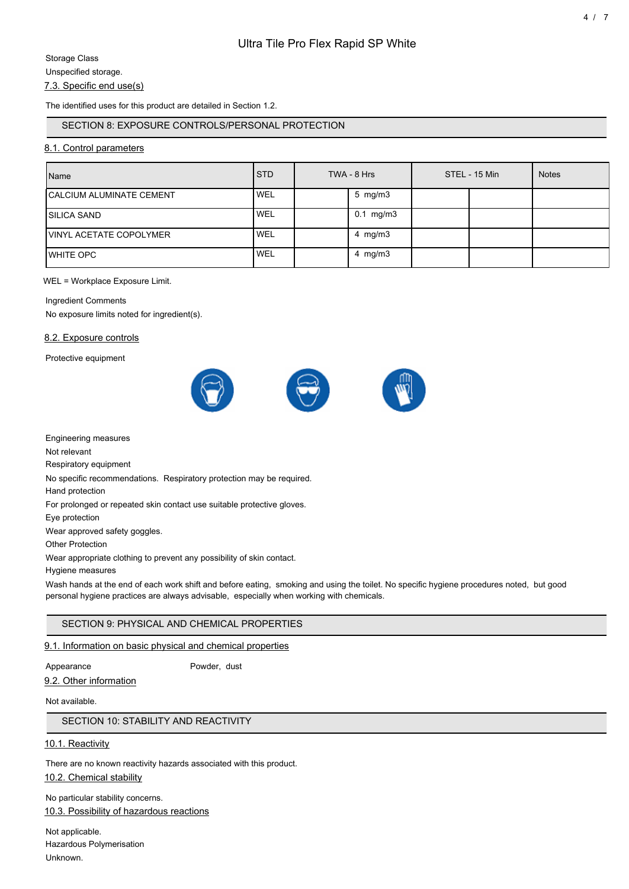Storage Class

Unspecified storage.

### 7.3. Specific end use(s)

The identified uses for this product are detailed in Section 1.2.

## SECTION 8: EXPOSURE CONTROLS/PERSONAL PROTECTION

### 8.1. Control parameters

| Name | STD | TWA - 8 Hrs | | STEL - 15 Min | | Notes |
|---|---|---|---|---|---|---|
| CALCIUM ALUMINATE CEMENT | WEL | | 5 mg/m3 | | | |
| SILICA SAND | WEL | | 0.1 mg/m3 | | | |
| VINYL ACETATE COPOLYMER | WEL | | 4 mg/m3 | | | |
| WHITE OPC | WEL | | 4 mg/m3 | | | |

WEL = Workplace Exposure Limit.

Ingredient Comments

No exposure limits noted for ingredient(s).

### 8.2. Exposure controls

Protective equipment

Engineering measures

Not relevant

Respiratory equipment

No specific recommendations. Respiratory protection may be required.

Hand protection

For prolonged or repeated skin contact use suitable protective gloves.

Eye protection

Wear approved safety goggles.

Other Protection

Wear appropriate clothing to prevent any possibility of skin contact.

Hygiene measures

Wash hands at the end of each work shift and before eating, smoking and using the toilet. No specific hygiene procedures noted, but good personal hygiene practices are always advisable, especially when working with chemicals.

## SECTION 9: PHYSICAL AND CHEMICAL PROPERTIES

### 9.1. Information on basic physical and chemical properties

Appearance Powder, dust

### 9.2. Other information

Not available.

## SECTION 10: STABILITY AND REACTIVITY

### 10.1. Reactivity

There are no known reactivity hazards associated with this product.

### 10.2. Chemical stability

No particular stability concerns.

### 10.3. Possibility of hazardous reactions

Not applicable.

Hazardous Polymerisation

Unknown.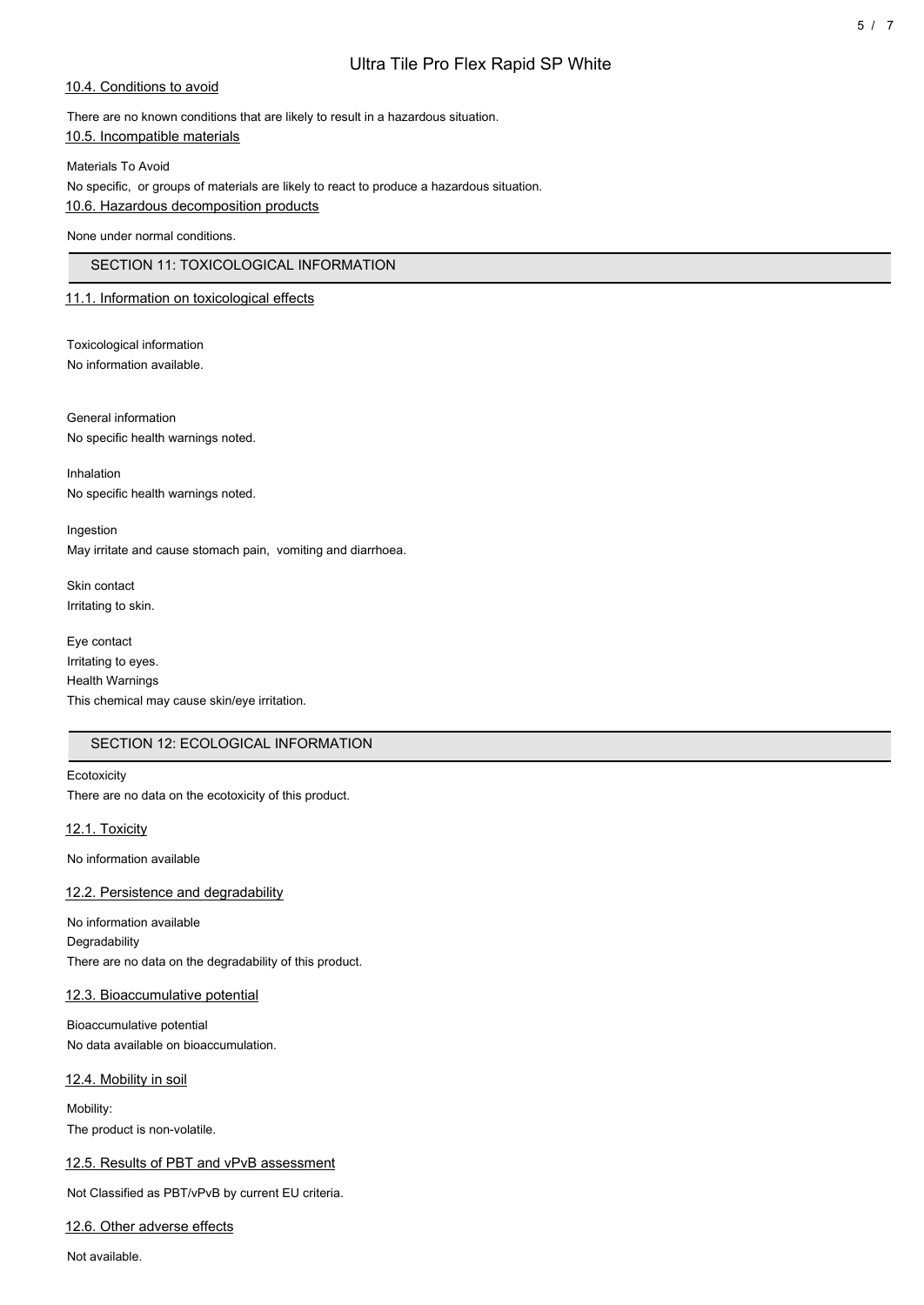### 10.4. Conditions to avoid

There are no known conditions that are likely to result in a hazardous situation.

### 10.5. Incompatible materials

Materials To Avoid

No specific, or groups of materials are likely to react to produce a hazardous situation.

### 10.6. Hazardous decomposition products

None under normal conditions.

## SECTION 11: TOXICOLOGICAL INFORMATION

### 11.1. Information on toxicological effects

Toxicological information

No information available.

General information

No specific health warnings noted.

Inhalation

No specific health warnings noted.

Ingestion

May irritate and cause stomach pain, vomiting and diarrhoea.

Skin contact

Irritating to skin.

Eye contact

Irritating to eyes.

Health Warnings

This chemical may cause skin/eye irritation.

## SECTION 12: ECOLOGICAL INFORMATION

Ecotoxicity

There are no data on the ecotoxicity of this product.

### 12.1. Toxicity

No information available

### 12.2. Persistence and degradability

No information available

Degradability

There are no data on the degradability of this product.

### 12.3. Bioaccumulative potential

Bioaccumulative potential

No data available on bioaccumulation.

### 12.4. Mobility in soil

Mobility:

The product is non-volatile.

### 12.5. Results of PBT and vPvB assessment

Not Classified as PBT/vPvB by current EU criteria.

### 12.6. Other adverse effects

Not available.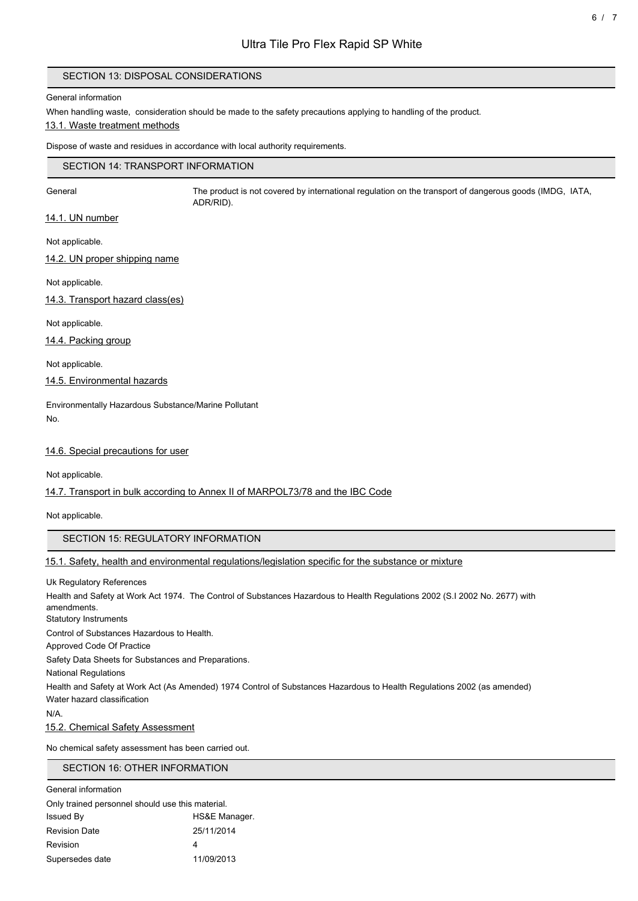## SECTION 13: DISPOSAL CONSIDERATIONS

General information

When handling waste, consideration should be made to the safety precautions applying to handling of the product.

### 13.1. Waste treatment methods

Dispose of waste and residues in accordance with local authority requirements.

## SECTION 14: TRANSPORT INFORMATION

| General | The product is not covered by international regulation on the transport of dangerous goods (IMDG, IATA, ADR/RID). |
|---|---|

### 14.1. UN number

Not applicable.

### 14.2. UN proper shipping name

Not applicable.

### 14.3. Transport hazard class(es)

Not applicable.

### 14.4. Packing group

Not applicable.

### 14.5. Environmental hazards

Environmentally Hazardous Substance/Marine Pollutant

No.

### 14.6. Special precautions for user

Not applicable.

### 14.7. Transport in bulk according to Annex II of MARPOL73/78 and the IBC Code

Not applicable.

## SECTION 15: REGULATORY INFORMATION

### 15.1. Safety, health and environmental regulations/legislation specific for the substance or mixture

Uk Regulatory References

Health and Safety at Work Act 1974. The Control of Substances Hazardous to Health Regulations 2002 (S.I 2002 No. 2677) with amendments.

Statutory Instruments

Control of Substances Hazardous to Health.

Approved Code Of Practice

Safety Data Sheets for Substances and Preparations.

National Regulations

Health and Safety at Work Act (As Amended) 1974 Control of Substances Hazardous to Health Regulations 2002 (as amended)

Water hazard classification

N/A.

### 15.2. Chemical Safety Assessment

No chemical safety assessment has been carried out.

## SECTION 16: OTHER INFORMATION

General information

Only trained personnel should use this material.

| | |
|---|---|
| Issued By | HS&E Manager. |
| Revision Date | 25/11/2014 |
| Revision | 4 |
| Supersedes date | 11/09/2013 |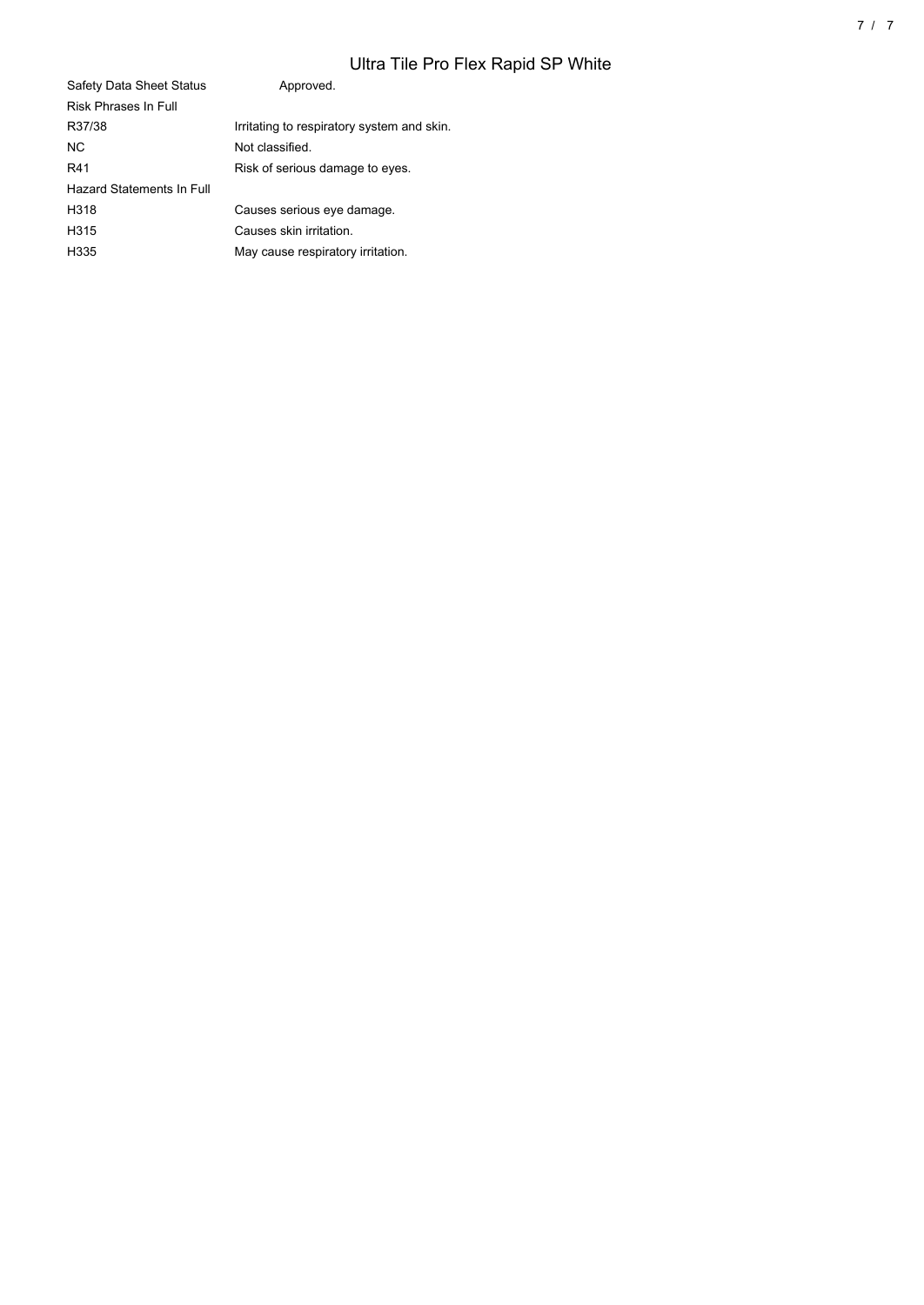# Ultra Tile Pro Flex Rapid SP White

| | |
|---|---|
| Safety Data Sheet Status | Approved. |
| Risk Phrases In Full | |
| R37/38 | Irritating to respiratory system and skin. |
| NC | Not classified. |
| R41 | Risk of serious damage to eyes. |
| Hazard Statements In Full | |
| H318 | Causes serious eye damage. |
| H315 | Causes skin irritation. |
| H335 | May cause respiratory irritation. |